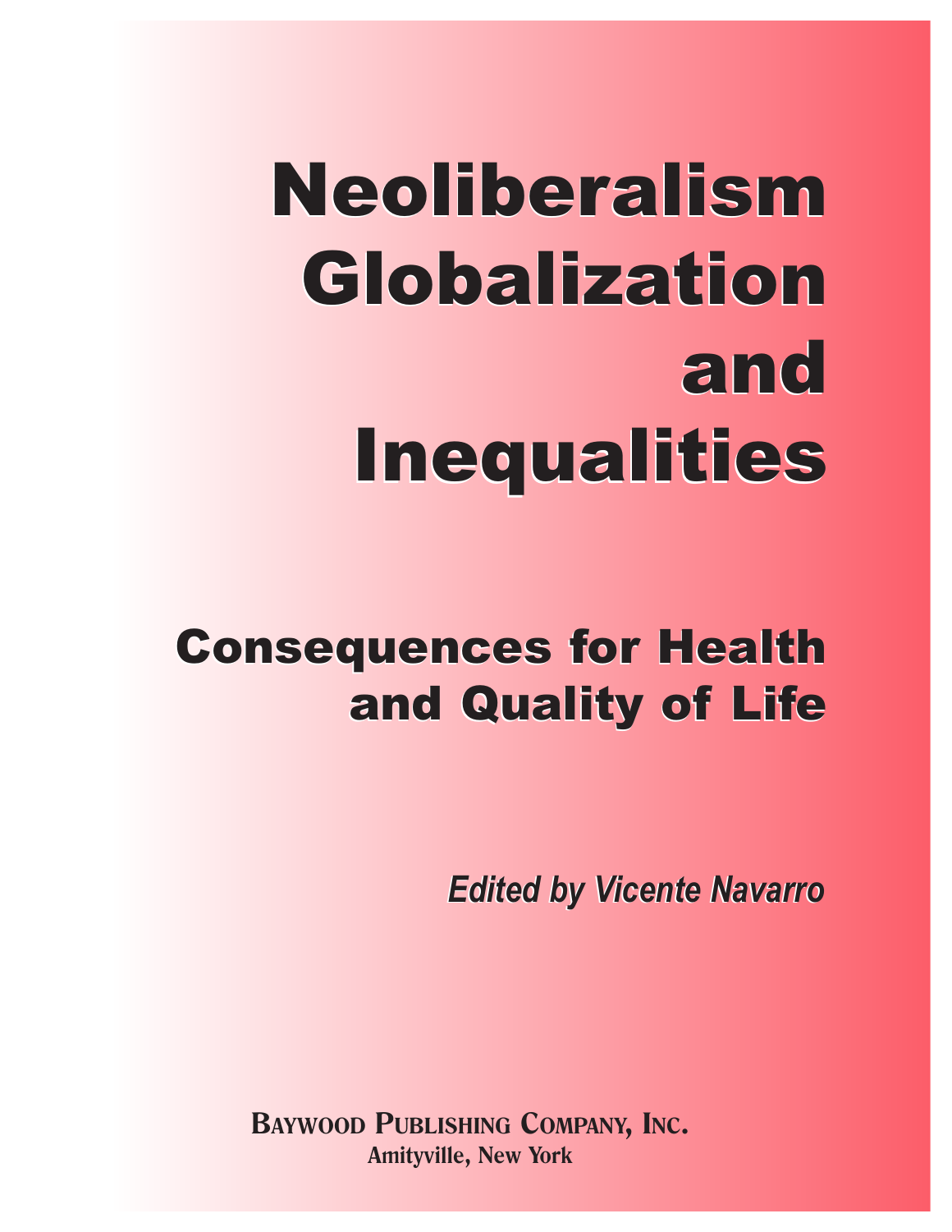# Neoliberalism Globalization and Inequalities

## Consequences for Health and Quality of Life

*Edited by Vicente Navarro*

**BAYWOOD PUBLISHING COMPANY, INC.**
**Amityville, New York**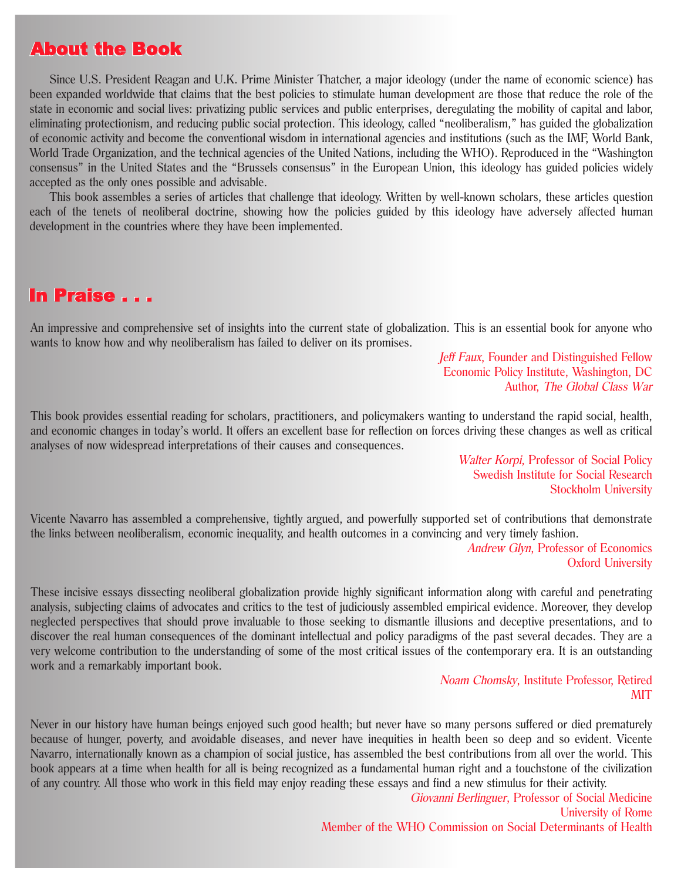## About the Book

Since U.S. President Reagan and U.K. Prime Minister Thatcher, a major ideology (under the name of economic science) has been expanded worldwide that claims that the best policies to stimulate human development are those that reduce the role of the state in economic and social lives: privatizing public services and public enterprises, deregulating the mobility of capital and labor, eliminating protectionism, and reducing public social protection. This ideology, called "neoliberalism," has guided the globalization of economic activity and become the conventional wisdom in international agencies and institutions (such as the IMF, World Bank, World Trade Organization, and the technical agencies of the United Nations, including the WHO). Reproduced in the "Washington consensus" in the United States and the "Brussels consensus" in the European Union, this ideology has guided policies widely accepted as the only ones possible and advisable.

This book assembles a series of articles that challenge that ideology. Written by well-known scholars, these articles question each of the tenets of neoliberal doctrine, showing how the policies guided by this ideology have adversely affected human development in the countries where they have been implemented.

## In Praise . . .

An impressive and comprehensive set of insights into the current state of globalization. This is an essential book for anyone who wants to know how and why neoliberalism has failed to deliver on its promises.

*Jeff Faux*, Founder and Distinguished Fellow
Economic Policy Institute, Washington, DC
Author, *The Global Class War*

This book provides essential reading for scholars, practitioners, and policymakers wanting to understand the rapid social, health, and economic changes in today's world. It offers an excellent base for reflection on forces driving these changes as well as critical analyses of now widespread interpretations of their causes and consequences.

*Walter Korpi*, Professor of Social Policy
Swedish Institute for Social Research
Stockholm University

Vicente Navarro has assembled a comprehensive, tightly argued, and powerfully supported set of contributions that demonstrate the links between neoliberalism, economic inequality, and health outcomes in a convincing and very timely fashion.

*Andrew Glyn*, Professor of Economics
Oxford University

These incisive essays dissecting neoliberal globalization provide highly significant information along with careful and penetrating analysis, subjecting claims of advocates and critics to the test of judiciously assembled empirical evidence. Moreover, they develop neglected perspectives that should prove invaluable to those seeking to dismantle illusions and deceptive presentations, and to discover the real human consequences of the dominant intellectual and policy paradigms of the past several decades. They are a very welcome contribution to the understanding of some of the most critical issues of the contemporary era. It is an outstanding work and a remarkably important book.

*Noam Chomsky*, Institute Professor, Retired
MIT

Never in our history have human beings enjoyed such good health; but never have so many persons suffered or died prematurely because of hunger, poverty, and avoidable diseases, and never have inequities in health been so deep and so evident. Vicente Navarro, internationally known as a champion of social justice, has assembled the best contributions from all over the world. This book appears at a time when health for all is being recognized as a fundamental human right and a touchstone of the civilization of any country. All those who work in this field may enjoy reading these essays and find a new stimulus for their activity.

*Giovanni Berlinguer*, Professor of Social Medicine
University of Rome
Member of the WHO Commission on Social Determinants of Health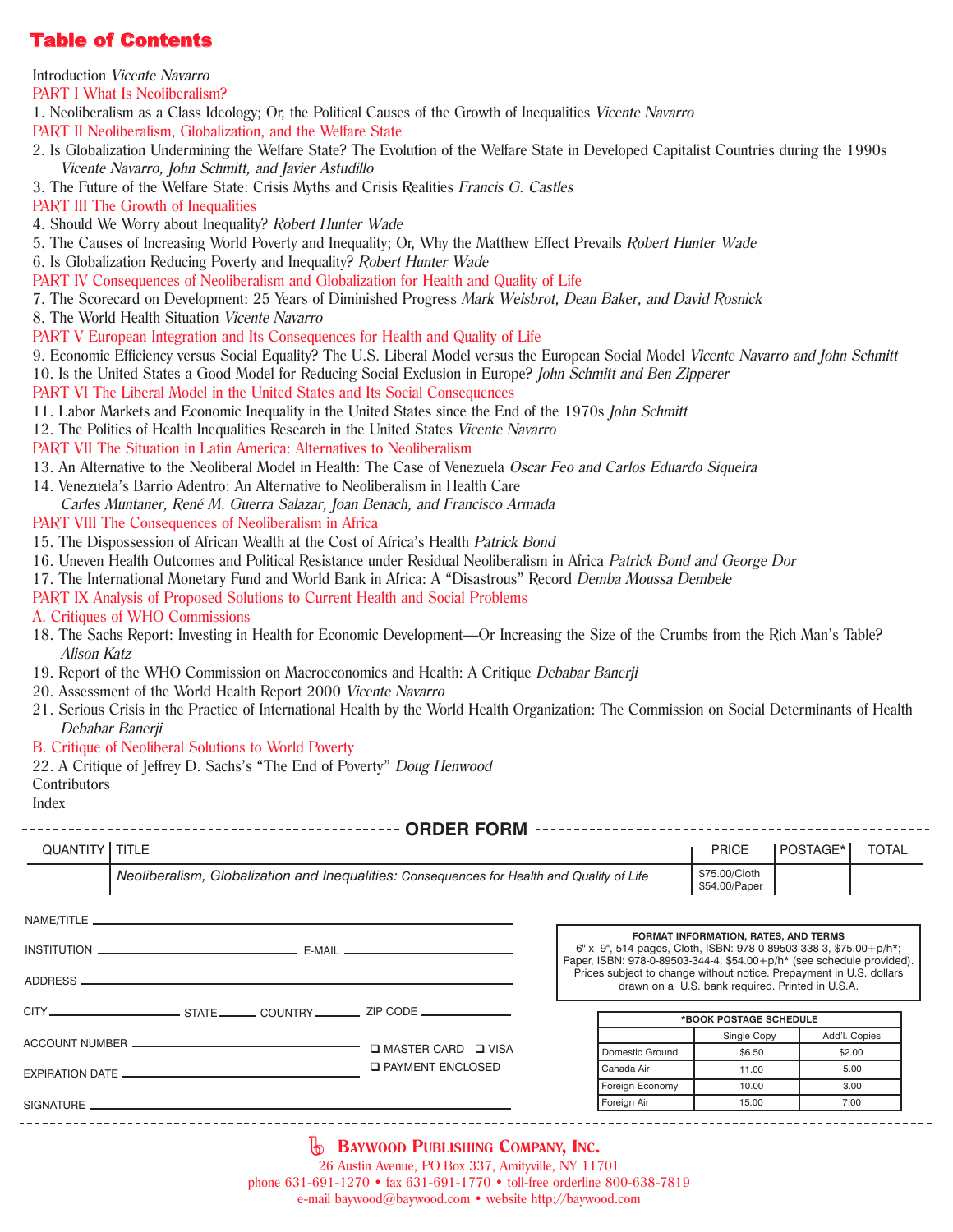# Table of Contents

Introduction *Vicente Navarro*

## PART I What Is Neoliberalism?

1. Neoliberalism as a Class Ideology; Or, the Political Causes of the Growth of Inequalities *Vicente Navarro*

## PART II Neoliberalism, Globalization, and the Welfare State

2. Is Globalization Undermining the Welfare State? The Evolution of the Welfare State in Developed Capitalist Countries during the 1990s *Vicente Navarro, John Schmitt, and Javier Astudillo*
3. The Future of the Welfare State: Crisis Myths and Crisis Realities *Francis G. Castles*

## PART III The Growth of Inequalities

4. Should We Worry about Inequality? *Robert Hunter Wade*
5. The Causes of Increasing World Poverty and Inequality; Or, Why the Matthew Effect Prevails *Robert Hunter Wade*
6. Is Globalization Reducing Poverty and Inequality? *Robert Hunter Wade*

## PART IV Consequences of Neoliberalism and Globalization for Health and Quality of Life

7. The Scorecard on Development: 25 Years of Diminished Progress *Mark Weisbrot, Dean Baker, and David Rosnick*
8. The World Health Situation *Vicente Navarro*

## PART V European Integration and Its Consequences for Health and Quality of Life

9. Economic Efficiency versus Social Equality? The U.S. Liberal Model versus the European Social Model *Vicente Navarro and John Schmitt*
10. Is the United States a Good Model for Reducing Social Exclusion in Europe? *John Schmitt and Ben Zipperer*

## PART VI The Liberal Model in the United States and Its Social Consequences

11. Labor Markets and Economic Inequality in the United States since the End of the 1970s *John Schmitt*
12. The Politics of Health Inequalities Research in the United States *Vicente Navarro*

## PART VII The Situation in Latin America: Alternatives to Neoliberalism

13. An Alternative to the Neoliberal Model in Health: The Case of Venezuela *Oscar Feo and Carlos Eduardo Siqueira*
14. Venezuela's Barrio Adentro: An Alternative to Neoliberalism in Health Care *Carles Muntaner, René M. Guerra Salazar, Joan Benach, and Francisco Armada*

## PART VIII The Consequences of Neoliberalism in Africa

15. The Dispossession of African Wealth at the Cost of Africa's Health *Patrick Bond*
16. Uneven Health Outcomes and Political Resistance under Residual Neoliberalism in Africa *Patrick Bond and George Dor*
17. The International Monetary Fund and World Bank in Africa: A "Disastrous" Record *Demba Moussa Dembele*

## PART IX Analysis of Proposed Solutions to Current Health and Social Problems

### A. Critiques of WHO Commissions

18. The Sachs Report: Investing in Health for Economic Development—Or Increasing the Size of the Crumbs from the Rich Man's Table? *Alison Katz*
19. Report of the WHO Commission on Macroeconomics and Health: A Critique *Debabar Banerji*
20. Assessment of the World Health Report 2000 *Vicente Navarro*
21. Serious Crisis in the Practice of International Health by the World Health Organization: The Commission on Social Determinants of Health *Debabar Banerji*

### B. Critique of Neoliberal Solutions to World Poverty

22. A Critique of Jeffrey D. Sachs's "The End of Poverty" *Doug Henwood*

Contributors

Index

## ORDER FORM

| QUANTITY | TITLE | PRICE | POSTAGE* | TOTAL |
|---|---|---|---|---|
| | *Neoliberalism, Globalization and Inequalities: Consequences for Health and Quality of Life* | $75.00/Cloth<br>$54.00/Paper | | |

NAME/TITLE ____________________

INSTITUTION ____________________ E-MAIL ____________________

ADDRESS ____________________

CITY ________ STATE ______ COUNTRY ______ ZIP CODE ________

ACCOUNT NUMBER ____________________ ❑ MASTER CARD ❑ VISA

EXPIRATION DATE ____________________ ❑ PAYMENT ENCLOSED

SIGNATURE ____________________

**FORMAT INFORMATION, RATES, AND TERMS**

6" x 9", 514 pages, Cloth, ISBN: 978-0-89503-338-3, $75.00+p/h*; Paper, ISBN: 978-0-89503-344-4, $54.00+p/h* (see schedule provided). Prices subject to change without notice. Prepayment in U.S. dollars drawn on a U.S. bank required. Printed in U.S.A.

**\*BOOK POSTAGE SCHEDULE**

| | Single Copy | Add'l. Copies |
|---|---|---|
| Domestic Ground | $6.50 | $2.00 |
| Canada Air | 11.00 | 5.00 |
| Foreign Economy | 10.00 | 3.00 |
| Foreign Air | 15.00 | 7.00 |

**BAYWOOD PUBLISHING COMPANY, INC.**

26 Austin Avenue, PO Box 337, Amityville, NY 11701

phone 631-691-1270 • fax 631-691-1770 • toll-free orderline 800-638-7819

e-mail baywood@baywood.com • website http://baywood.com